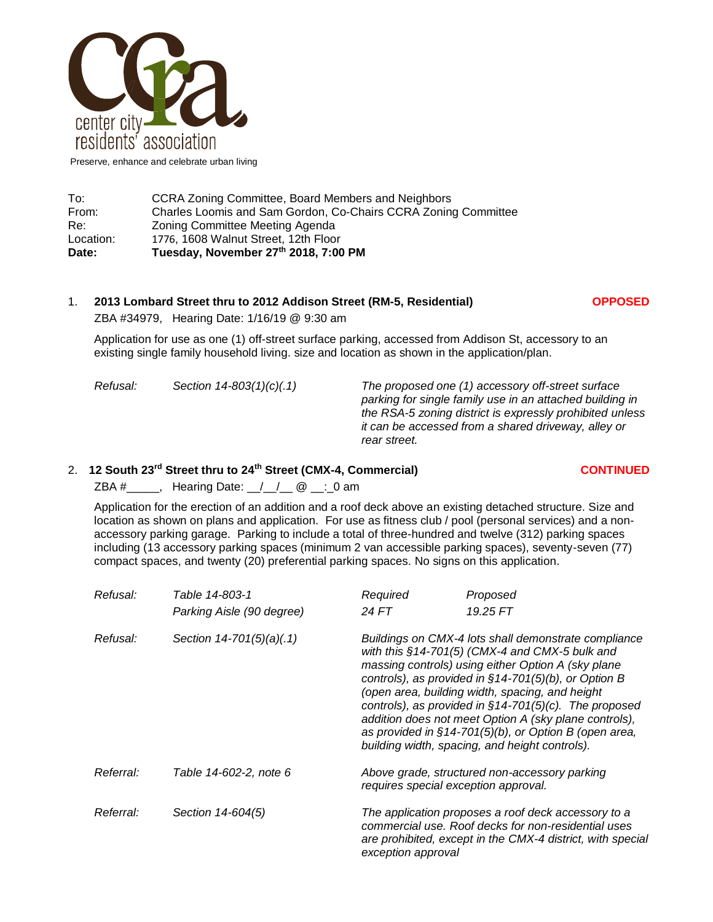center city residents' association

Preserve, enhance and celebrate urban living

| | |
|---|---|
| To: | CCRA Zoning Committee, Board Members and Neighbors |
| From: | Charles Loomis and Sam Gordon, Co-Chairs CCRA Zoning Committee |
| Re: | Zoning Committee Meeting Agenda |
| Location: | 1776, 1608 Walnut Street, 12th Floor |
| **Date:** | **Tuesday, November 27th 2018, 7:00 PM** |

1. **2013 Lombard Street thru to 2012 Addison Street (RM-5, Residential)** **OPPOSED**

   ZBA #34979, Hearing Date: 1/16/19 @ 9:30 am

   Application for use as one (1) off-street surface parking, accessed from Addison St, accessory to an existing single family household living. size and location as shown in the application/plan.

   | | | |
   |---|---|---|
   | *Refusal:* | *Section 14-803(1)(c)(.1)* | *The proposed one (1) accessory off-street surface parking for single family use in an attached building in the RSA-5 zoning district is expressly prohibited unless it can be accessed from a shared driveway, alley or rear street.* |

2. **12 South 23rd Street thru to 24th Street (CMX-4, Commercial)** **CONTINUED**

   ZBA #_____, Hearing Date: __/__/__ @ __:_0 am

   Application for the erection of an addition and a roof deck above an existing detached structure. Size and location as shown on plans and application. For use as fitness club / pool (personal services) and a non-accessory parking garage. Parking to include a total of three-hundred and twelve (312) parking spaces including (13 accessory parking spaces (minimum 2 van accessible parking spaces), seventy-seven (77) compact spaces, and twenty (20) preferential parking spaces. No signs on this application.

   | | | | |
   |---|---|---|---|
   | *Refusal:* | *Table 14-803-1* | *Required* | *Proposed* |
   | | *Parking Aisle (90 degree)* | *24 FT* | *19.25 FT* |
   | *Refusal:* | *Section 14-701(5)(a)(.1)* | *Buildings on CMX-4 lots shall demonstrate compliance with this §14-701(5) (CMX-4 and CMX-5 bulk and massing controls) using either Option A (sky plane controls), as provided in §14-701(5)(b), or Option B (open area, building width, spacing, and height controls), as provided in §14-701(5)(c). The proposed addition does not meet Option A (sky plane controls), as provided in §14-701(5)(b), or Option B (open area, building width, spacing, and height controls).* | |
   | *Referral:* | *Table 14-602-2, note 6* | *Above grade, structured non-accessory parking requires special exception approval.* | |
   | *Referral:* | *Section 14-604(5)* | *The application proposes a roof deck accessory to a commercial use. Roof decks for non-residential uses are prohibited, except in the CMX-4 district, with special exception approval* | |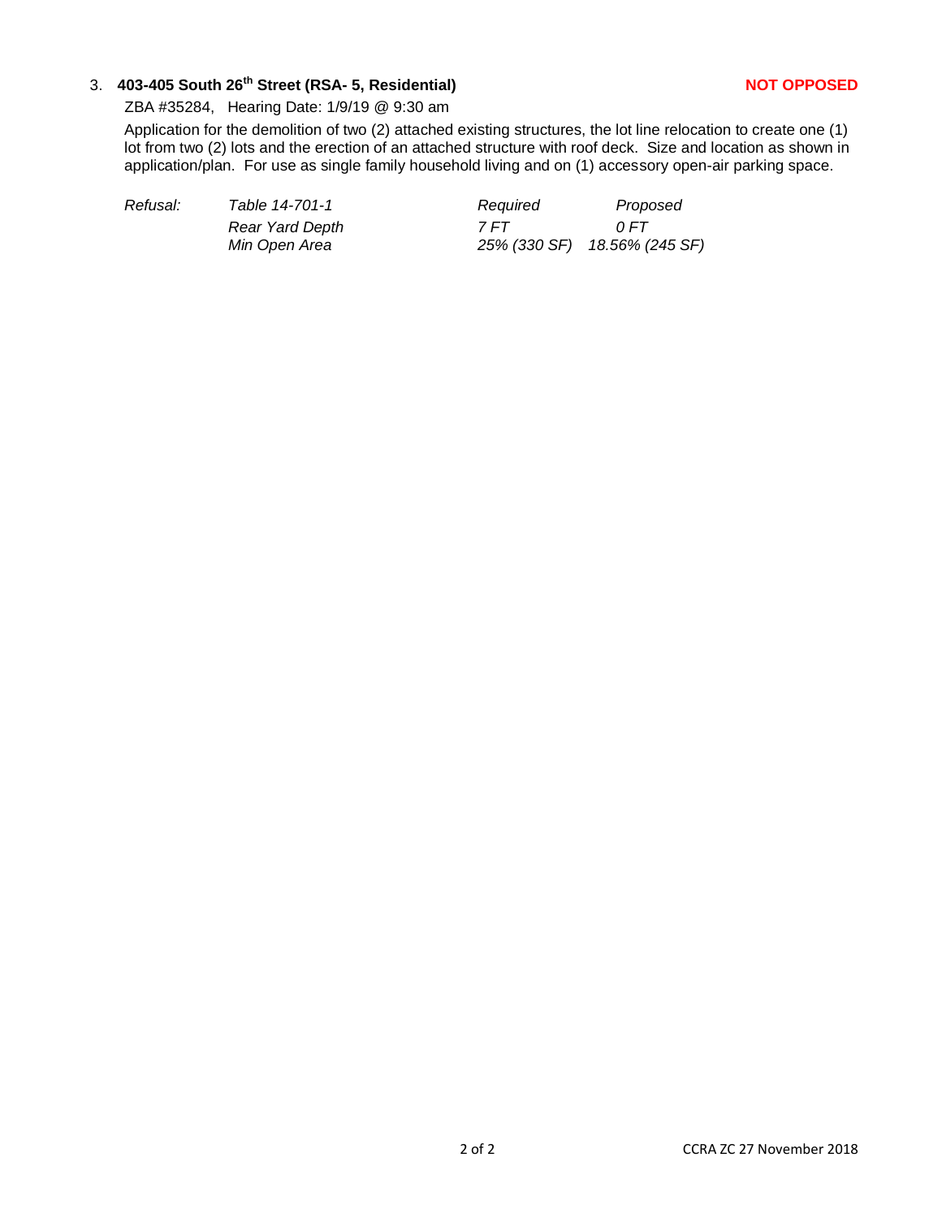3. **403-405 South 26th Street (RSA- 5, Residential)** **NOT OPPOSED**

ZBA #35284, Hearing Date: 1/9/19 @ 9:30 am

Application for the demolition of two (2) attached existing structures, the lot line relocation to create one (1) lot from two (2) lots and the erection of an attached structure with roof deck. Size and location as shown in application/plan. For use as single family household living and on (1) accessory open-air parking space.

| | | | |
|---|---|---|---|
| *Refusal:* | *Table 14-701-1* | *Required* | *Proposed* |
| | *Rear Yard Depth* | *7 FT* | *0 FT* |
| | *Min Open Area* | *25% (330 SF)* | *18.56% (245 SF)* |